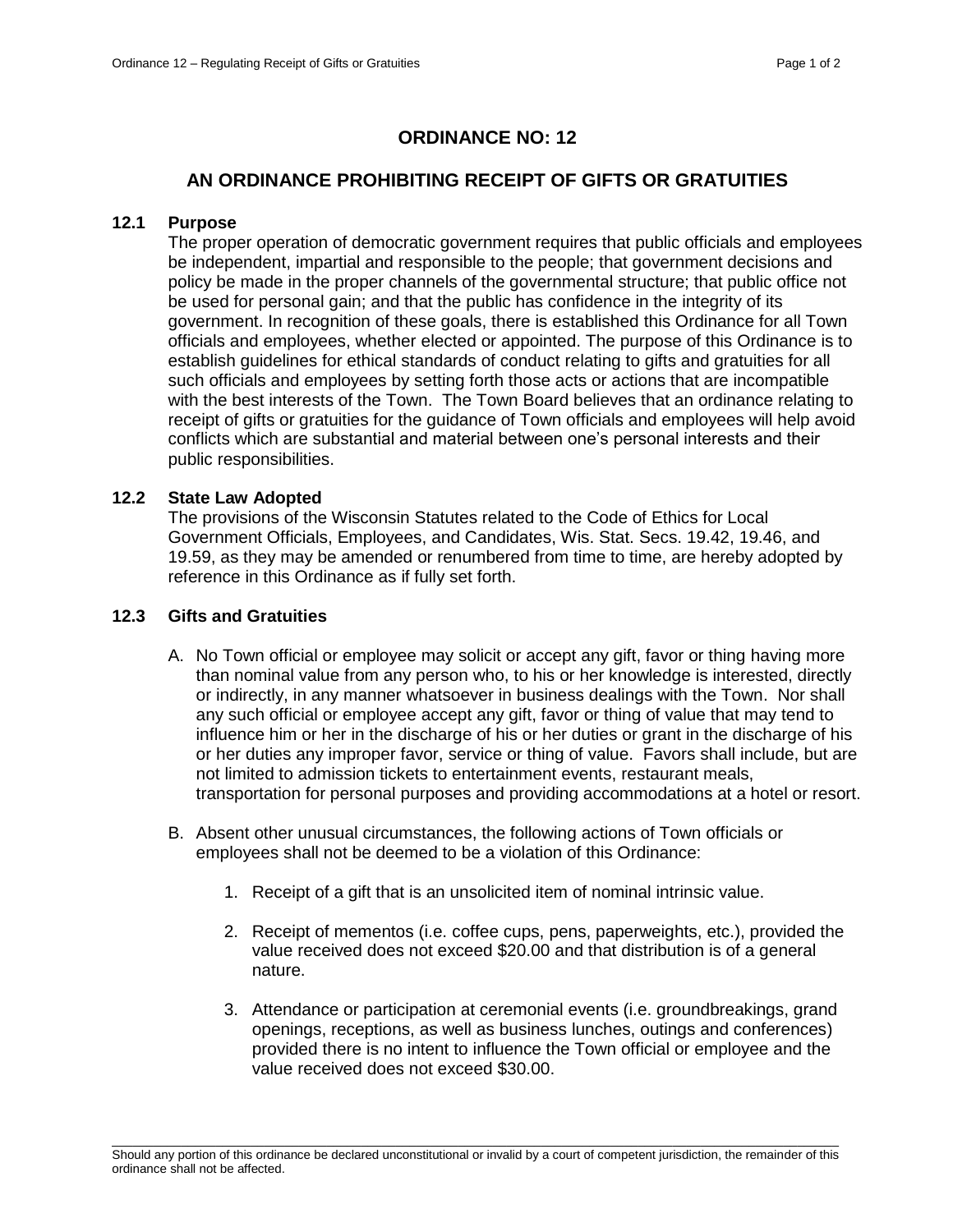# ORDINANCE NO: 12

## AN ORDINANCE PROHIBITING RECEIPT OF GIFTS OR GRATUITIES

### 12.1 Purpose

The proper operation of democratic government requires that public officials and employees be independent, impartial and responsible to the people; that government decisions and policy be made in the proper channels of the governmental structure; that public office not be used for personal gain; and that the public has confidence in the integrity of its government. In recognition of these goals, there is established this Ordinance for all Town officials and employees, whether elected or appointed. The purpose of this Ordinance is to establish guidelines for ethical standards of conduct relating to gifts and gratuities for all such officials and employees by setting forth those acts or actions that are incompatible with the best interests of the Town. The Town Board believes that an ordinance relating to receipt of gifts or gratuities for the guidance of Town officials and employees will help avoid conflicts which are substantial and material between one's personal interests and their public responsibilities.

### 12.2 State Law Adopted

The provisions of the Wisconsin Statutes related to the Code of Ethics for Local Government Officials, Employees, and Candidates, Wis. Stat. Secs. 19.42, 19.46, and 19.59, as they may be amended or renumbered from time to time, are hereby adopted by reference in this Ordinance as if fully set forth.

### 12.3 Gifts and Gratuities

A. No Town official or employee may solicit or accept any gift, favor or thing having more than nominal value from any person who, to his or her knowledge is interested, directly or indirectly, in any manner whatsoever in business dealings with the Town. Nor shall any such official or employee accept any gift, favor or thing of value that may tend to influence him or her in the discharge of his or her duties or grant in the discharge of his or her duties any improper favor, service or thing of value. Favors shall include, but are not limited to admission tickets to entertainment events, restaurant meals, transportation for personal purposes and providing accommodations at a hotel or resort.

B. Absent other unusual circumstances, the following actions of Town officials or employees shall not be deemed to be a violation of this Ordinance:

1. Receipt of a gift that is an unsolicited item of nominal intrinsic value.
2. Receipt of mementos (i.e. coffee cups, pens, paperweights, etc.), provided the value received does not exceed $20.00 and that distribution is of a general nature.
3. Attendance or participation at ceremonial events (i.e. groundbreakings, grand openings, receptions, as well as business lunches, outings and conferences) provided there is no intent to influence the Town official or employee and the value received does not exceed $30.00.

Should any portion of this ordinance be declared unconstitutional or invalid by a court of competent jurisdiction, the remainder of this ordinance shall not be affected.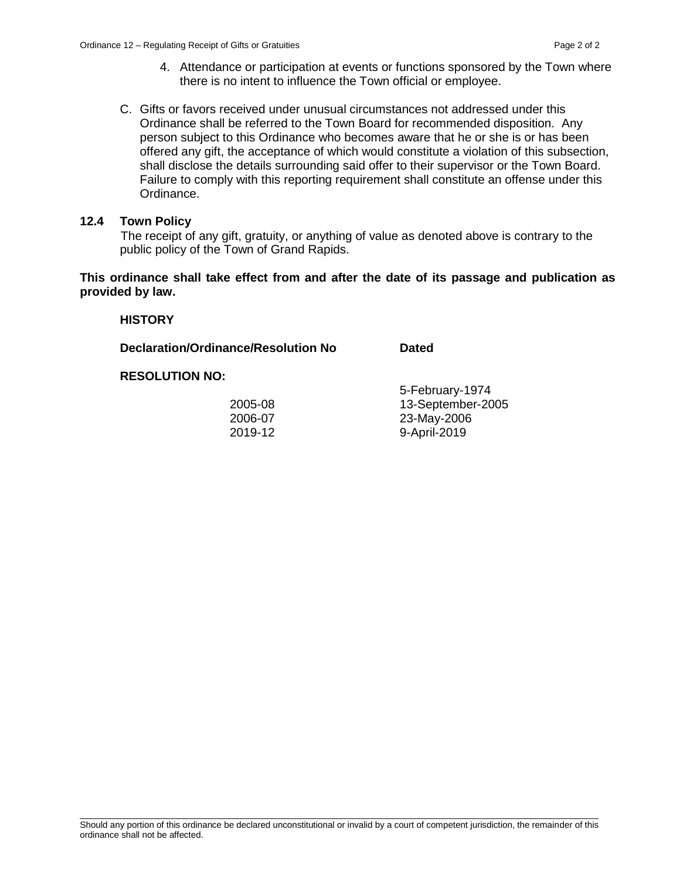4. Attendance or participation at events or functions sponsored by the Town where there is no intent to influence the Town official or employee.

C. Gifts or favors received under unusual circumstances not addressed under this Ordinance shall be referred to the Town Board for recommended disposition. Any person subject to this Ordinance who becomes aware that he or she is or has been offered any gift, the acceptance of which would constitute a violation of this subsection, shall disclose the details surrounding said offer to their supervisor or the Town Board. Failure to comply with this reporting requirement shall constitute an offense under this Ordinance.

### 12.4 Town Policy

The receipt of any gift, gratuity, or anything of value as denoted above is contrary to the public policy of the Town of Grand Rapids.

**This ordinance shall take effect from and after the date of its passage and publication as provided by law.**

**HISTORY**

| Declaration/Ordinance/Resolution No | Dated |
|---|---|
| **RESOLUTION NO:** | |
| | 5-February-1974 |
| 2005-08 | 13-September-2005 |
| 2006-07 | 23-May-2006 |
| 2019-12 | 9-April-2019 |

Should any portion of this ordinance be declared unconstitutional or invalid by a court of competent jurisdiction, the remainder of this ordinance shall not be affected.